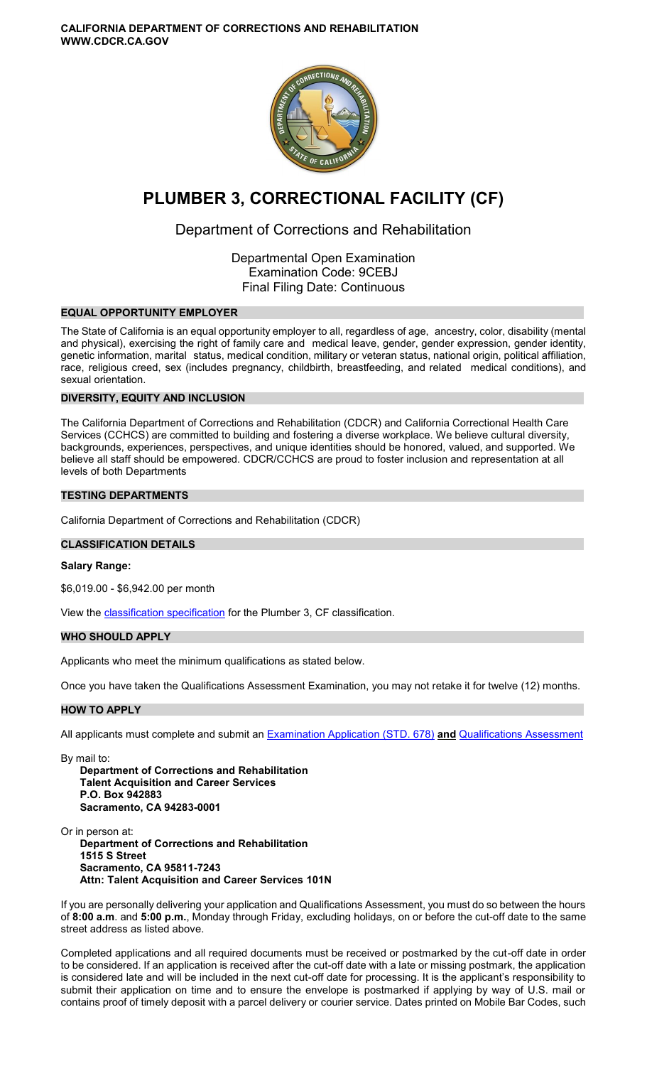**CALIFORNIA DEPARTMENT OF CORRECTIONS AND REHABILITATION**
**WWW.CDCR.CA.GOV**

# PLUMBER 3, CORRECTIONAL FACILITY (CF)

## Department of Corrections and Rehabilitation

Departmental Open Examination
Examination Code: 9CEBJ
Final Filing Date: Continuous

### EQUAL OPPORTUNITY EMPLOYER

The State of California is an equal opportunity employer to all, regardless of age, ancestry, color, disability (mental and physical), exercising the right of family care and medical leave, gender, gender expression, gender identity, genetic information, marital status, medical condition, military or veteran status, national origin, political affiliation, race, religious creed, sex (includes pregnancy, childbirth, breastfeeding, and related medical conditions), and sexual orientation.

### DIVERSITY, EQUITY AND INCLUSION

The California Department of Corrections and Rehabilitation (CDCR) and California Correctional Health Care Services (CCHCS) are committed to building and fostering a diverse workplace. We believe cultural diversity, backgrounds, experiences, perspectives, and unique identities should be honored, valued, and supported. We believe all staff should be empowered. CDCR/CCHCS are proud to foster inclusion and representation at all levels of both Departments

### TESTING DEPARTMENTS

California Department of Corrections and Rehabilitation (CDCR)

### CLASSIFICATION DETAILS

**Salary Range:**

$6,019.00 - $6,942.00 per month

View the classification specification for the Plumber 3, CF classification.

### WHO SHOULD APPLY

Applicants who meet the minimum qualifications as stated below.

Once you have taken the Qualifications Assessment Examination, you may not retake it for twelve (12) months.

### HOW TO APPLY

All applicants must complete and submit an Examination Application (STD. 678) **and** Qualifications Assessment

By mail to:

**Department of Corrections and Rehabilitation**
**Talent Acquisition and Career Services**
**P.O. Box 942883**
**Sacramento, CA 94283-0001**

Or in person at:

**Department of Corrections and Rehabilitation**
**1515 S Street**
**Sacramento, CA 95811-7243**
**Attn: Talent Acquisition and Career Services 101N**

If you are personally delivering your application and Qualifications Assessment, you must do so between the hours of **8:00 a.m**. and **5:00 p.m.**, Monday through Friday, excluding holidays, on or before the cut-off date to the same street address as listed above.

Completed applications and all required documents must be received or postmarked by the cut-off date in order to be considered. If an application is received after the cut-off date with a late or missing postmark, the application is considered late and will be included in the next cut-off date for processing. It is the applicant's responsibility to submit their application on time and to ensure the envelope is postmarked if applying by way of U.S. mail or contains proof of timely deposit with a parcel delivery or courier service. Dates printed on Mobile Bar Codes, such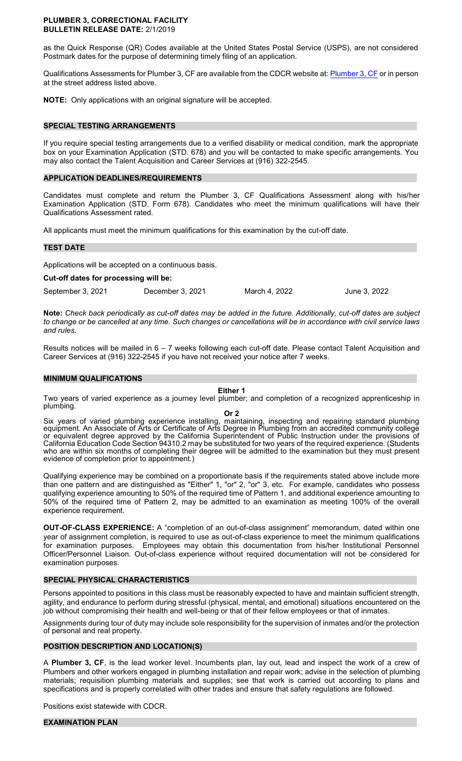as the Quick Response (QR) Codes available at the United States Postal Service (USPS), are not considered Postmark dates for the purpose of determining timely filing of an application.

Qualifications Assessments for Plumber 3, CF are available from the CDCR website at: Plumber 3, CF or in person at the street address listed above.

**NOTE:** Only applications with an original signature will be accepted.

## SPECIAL TESTING ARRANGEMENTS

If you require special testing arrangements due to a verified disability or medical condition, mark the appropriate box on your Examination Application (STD. 678) and you will be contacted to make specific arrangements. You may also contact the Talent Acquisition and Career Services at (916) 322-2545.

## APPLICATION DEADLINES/REQUIREMENTS

Candidates must complete and return the Plumber 3, CF Qualifications Assessment along with his/her Examination Application (STD. Form 678). Candidates who meet the minimum qualifications will have their Qualifications Assessment rated.

All applicants must meet the minimum qualifications for this examination by the cut-off date.

## TEST DATE

Applications will be accepted on a continuous basis.

**Cut-off dates for processing will be:**

| September 3, 2021 | December 3, 2021 | March 4, 2022 | June 3, 2022 |
|---|---|---|---|

**Note:** *Check back periodically as cut-off dates may be added in the future. Additionally, cut-off dates are subject to change or be cancelled at any time. Such changes or cancellations will be in accordance with civil service laws and rules.*

Results notices will be mailed in 6 – 7 weeks following each cut-off date. Please contact Talent Acquisition and Career Services at (916) 322-2545 if you have not received your notice after 7 weeks.

## MINIMUM QUALIFICATIONS

**Either 1**

Two years of varied experience as a journey level plumber; and completion of a recognized apprenticeship in plumbing.

**Or 2**

Six years of varied plumbing experience installing, maintaining, inspecting and repairing standard plumbing equipment. An Associate of Arts or Certificate of Arts Degree in Plumbing from an accredited community college or equivalent degree approved by the California Superintendent of Public Instruction under the provisions of California Education Code Section 94310.2 may be substituted for two years of the required experience. (Students who are within six months of completing their degree will be admitted to the examination but they must present evidence of completion prior to appointment.)

Qualifying experience may be combined on a proportionate basis if the requirements stated above include more than one pattern and are distinguished as "Either" 1, "or" 2, "or" 3, etc. For example, candidates who possess qualifying experience amounting to 50% of the required time of Pattern 1, and additional experience amounting to 50% of the required time of Pattern 2, may be admitted to an examination as meeting 100% of the overall experience requirement.

**OUT-OF-CLASS EXPERIENCE:** A "completion of an out-of-class assignment" memorandum, dated within one year of assignment completion, is required to use as out-of-class experience to meet the minimum qualifications for examination purposes. Employees may obtain this documentation from his/her Institutional Personnel Officer/Personnel Liaison. Out-of-class experience without required documentation will not be considered for examination purposes.

## SPECIAL PHYSICAL CHARACTERISTICS

Persons appointed to positions in this class must be reasonably expected to have and maintain sufficient strength, agility, and endurance to perform during stressful (physical, mental, and emotional) situations encountered on the job without compromising their health and well-being or that of their fellow employees or that of inmates.

Assignments during tour of duty may include sole responsibility for the supervision of inmates and/or the protection of personal and real property.

## POSITION DESCRIPTION AND LOCATION(S)

A **Plumber 3, CF**, is the lead worker level. Incumbents plan, lay out, lead and inspect the work of a crew of Plumbers and other workers engaged in plumbing installation and repair work; advise in the selection of plumbing materials; requisition plumbing materials and supplies; see that work is carried out according to plans and specifications and is properly correlated with other trades and ensure that safety regulations are followed.

Positions exist statewide with CDCR.

## EXAMINATION PLAN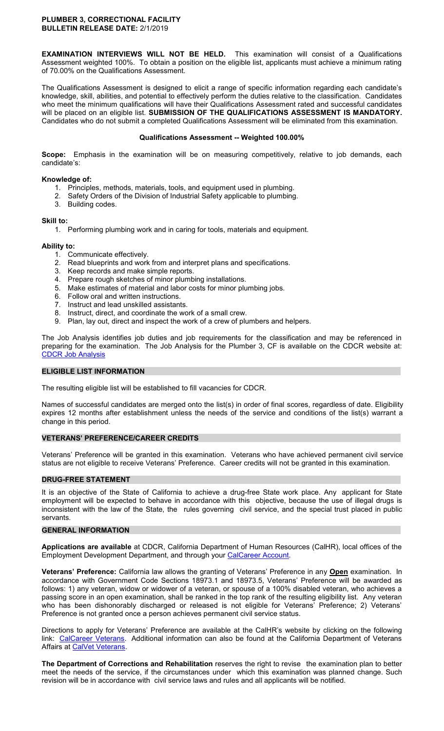**PLUMBER 3, CORRECTIONAL FACILITY**
**BULLETIN RELEASE DATE:** 2/1/2019

**EXAMINATION INTERVIEWS WILL NOT BE HELD.** This examination will consist of a Qualifications Assessment weighted 100%. To obtain a position on the eligible list, applicants must achieve a minimum rating of 70.00% on the Qualifications Assessment.

The Qualifications Assessment is designed to elicit a range of specific information regarding each candidate's knowledge, skill, abilities, and potential to effectively perform the duties relative to the classification. Candidates who meet the minimum qualifications will have their Qualifications Assessment rated and successful candidates will be placed on an eligible list. **SUBMISSION OF THE QUALIFICATIONS ASSESSMENT IS MANDATORY.** Candidates who do not submit a completed Qualifications Assessment will be eliminated from this examination.

**Qualifications Assessment -- Weighted 100.00%**

**Scope:** Emphasis in the examination will be on measuring competitively, relative to job demands, each candidate's:

**Knowledge of:**

1. Principles, methods, materials, tools, and equipment used in plumbing.
2. Safety Orders of the Division of Industrial Safety applicable to plumbing.
3. Building codes.

**Skill to:**

1. Performing plumbing work and in caring for tools, materials and equipment.

**Ability to:**

1. Communicate effectively.
2. Read blueprints and work from and interpret plans and specifications.
3. Keep records and make simple reports.
4. Prepare rough sketches of minor plumbing installations.
5. Make estimates of material and labor costs for minor plumbing jobs.
6. Follow oral and written instructions.
7. Instruct and lead unskilled assistants.
8. Instruct, direct, and coordinate the work of a small crew.
9. Plan, lay out, direct and inspect the work of a crew of plumbers and helpers.

The Job Analysis identifies job duties and job requirements for the classification and may be referenced in preparing for the examination. The Job Analysis for the Plumber 3, CF is available on the CDCR website at: CDCR Job Analysis

## ELIGIBLE LIST INFORMATION

The resulting eligible list will be established to fill vacancies for CDCR.

Names of successful candidates are merged onto the list(s) in order of final scores, regardless of date. Eligibility expires 12 months after establishment unless the needs of the service and conditions of the list(s) warrant a change in this period.

## VETERANS' PREFERENCE/CAREER CREDITS

Veterans' Preference will be granted in this examination. Veterans who have achieved permanent civil service status are not eligible to receive Veterans' Preference. Career credits will not be granted in this examination.

## DRUG-FREE STATEMENT

It is an objective of the State of California to achieve a drug-free State work place. Any applicant for State employment will be expected to behave in accordance with this objective, because the use of illegal drugs is inconsistent with the law of the State, the rules governing civil service, and the special trust placed in public servants.

## GENERAL INFORMATION

**Applications are available** at CDCR, California Department of Human Resources (CalHR), local offices of the Employment Development Department, and through your CalCareer Account.

**Veterans' Preference:** California law allows the granting of Veterans' Preference in any **Open** examination. In accordance with Government Code Sections 18973.1 and 18973.5, Veterans' Preference will be awarded as follows: 1) any veteran, widow or widower of a veteran, or spouse of a 100% disabled veteran, who achieves a passing score in an open examination, shall be ranked in the top rank of the resulting eligibility list. Any veteran who has been dishonorably discharged or released is not eligible for Veterans' Preference; 2) Veterans' Preference is not granted once a person achieves permanent civil service status.

Directions to apply for Veterans' Preference are available at the CalHR's website by clicking on the following link: CalCareer Veterans. Additional information can also be found at the California Department of Veterans Affairs at CalVet Veterans.

**The Department of Corrections and Rehabilitation** reserves the right to revise the examination plan to better meet the needs of the service, if the circumstances under which this examination was planned change. Such revision will be in accordance with civil service laws and rules and all applicants will be notified.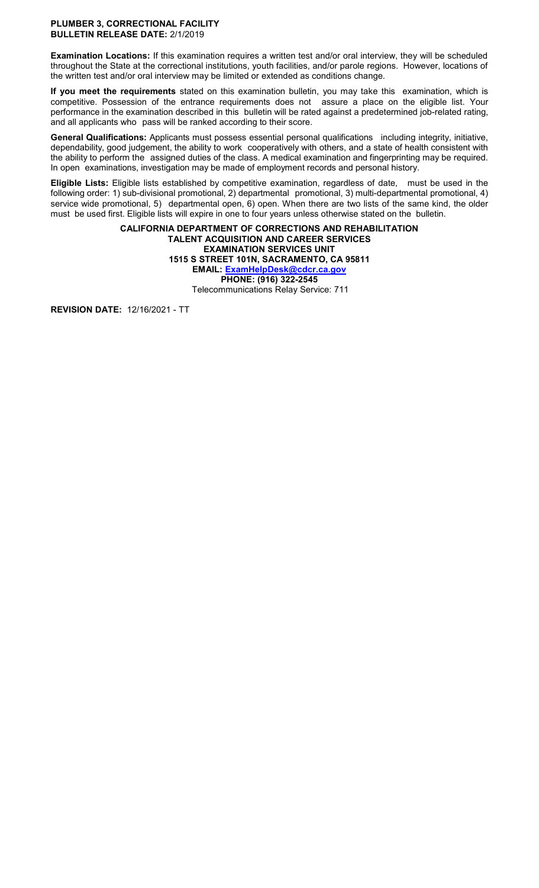**PLUMBER 3, CORRECTIONAL FACILITY**
**BULLETIN RELEASE DATE:** 2/1/2019

**Examination Locations:** If this examination requires a written test and/or oral interview, they will be scheduled throughout the State at the correctional institutions, youth facilities, and/or parole regions. However, locations of the written test and/or oral interview may be limited or extended as conditions change.

**If you meet the requirements** stated on this examination bulletin, you may take this examination, which is competitive. Possession of the entrance requirements does not assure a place on the eligible list. Your performance in the examination described in this bulletin will be rated against a predetermined job-related rating, and all applicants who pass will be ranked according to their score.

**General Qualifications:** Applicants must possess essential personal qualifications including integrity, initiative, dependability, good judgement, the ability to work cooperatively with others, and a state of health consistent with the ability to perform the assigned duties of the class. A medical examination and fingerprinting may be required. In open examinations, investigation may be made of employment records and personal history.

**Eligible Lists:** Eligible lists established by competitive examination, regardless of date, must be used in the following order: 1) sub-divisional promotional, 2) departmental promotional, 3) multi-departmental promotional, 4) service wide promotional, 5) departmental open, 6) open. When there are two lists of the same kind, the older must be used first. Eligible lists will expire in one to four years unless otherwise stated on the bulletin.

**CALIFORNIA DEPARTMENT OF CORRECTIONS AND REHABILITATION**
**TALENT ACQUISITION AND CAREER SERVICES**
**EXAMINATION SERVICES UNIT**
**1515 S STREET 101N, SACRAMENTO, CA 95811**
**EMAIL: ExamHelpDesk@cdcr.ca.gov**
**PHONE: (916) 322-2545**
Telecommunications Relay Service: 711

**REVISION DATE:** 12/16/2021 - TT